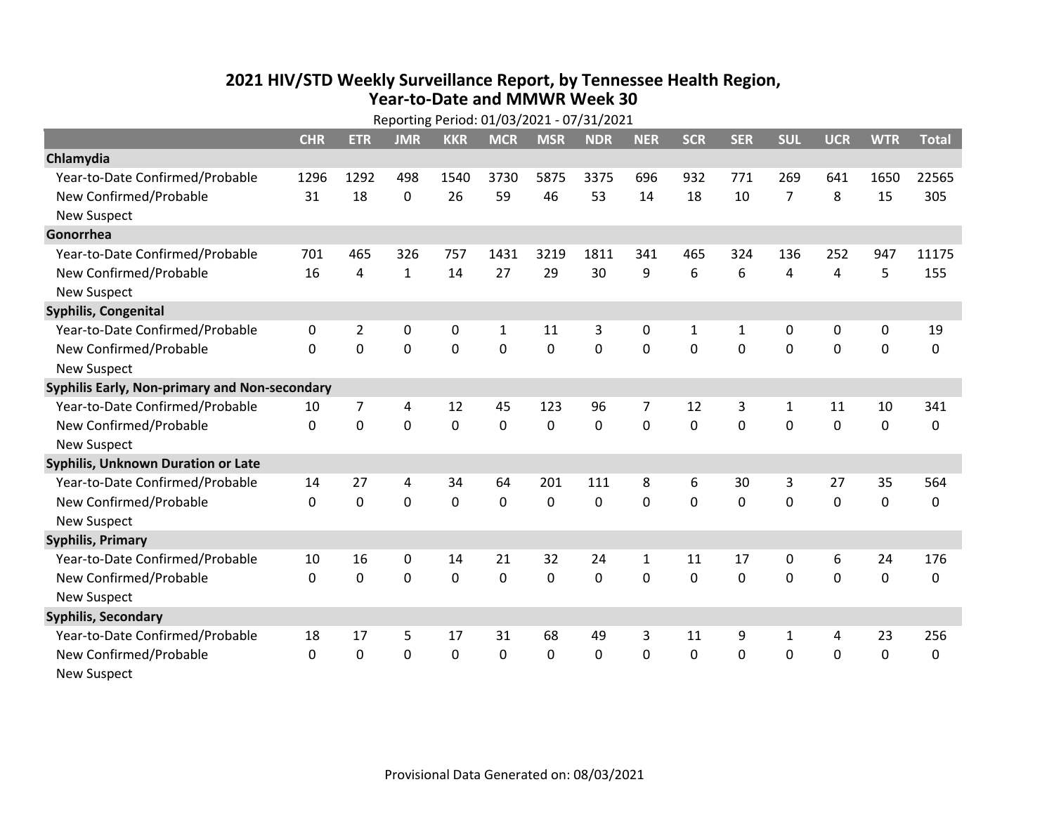# 2021 HIV/STD Weekly Surveillance Report, by Tennessee Health Region, Year-to-Date and MMWR Week 30

Reporting Period: 01/03/2021 - 07/31/2021

| | CHR | ETR | JMR | KKR | MCR | MSR | NDR | NER | SCR | SER | SUL | UCR | WTR | Total |
|---|---|---|---|---|---|---|---|---|---|---|---|---|---|---|
| **Chlamydia** | | | | | | | | | | | | | | |
| Year-to-Date Confirmed/Probable | 1296 | 1292 | 498 | 1540 | 3730 | 5875 | 3375 | 696 | 932 | 771 | 269 | 641 | 1650 | 22565 |
| New Confirmed/Probable | 31 | 18 | 0 | 26 | 59 | 46 | 53 | 14 | 18 | 10 | 7 | 8 | 15 | 305 |
| New Suspect | | | | | | | | | | | | | | |
| **Gonorrhea** | | | | | | | | | | | | | | |
| Year-to-Date Confirmed/Probable | 701 | 465 | 326 | 757 | 1431 | 3219 | 1811 | 341 | 465 | 324 | 136 | 252 | 947 | 11175 |
| New Confirmed/Probable | 16 | 4 | 1 | 14 | 27 | 29 | 30 | 9 | 6 | 6 | 4 | 4 | 5 | 155 |
| New Suspect | | | | | | | | | | | | | | |
| **Syphilis, Congenital** | | | | | | | | | | | | | | |
| Year-to-Date Confirmed/Probable | 0 | 2 | 0 | 0 | 1 | 11 | 3 | 0 | 1 | 1 | 0 | 0 | 0 | 19 |
| New Confirmed/Probable | 0 | 0 | 0 | 0 | 0 | 0 | 0 | 0 | 0 | 0 | 0 | 0 | 0 | 0 |
| New Suspect | | | | | | | | | | | | | | |
| **Syphilis Early, Non-primary and Non-secondary** | | | | | | | | | | | | | | |
| Year-to-Date Confirmed/Probable | 10 | 7 | 4 | 12 | 45 | 123 | 96 | 7 | 12 | 3 | 1 | 11 | 10 | 341 |
| New Confirmed/Probable | 0 | 0 | 0 | 0 | 0 | 0 | 0 | 0 | 0 | 0 | 0 | 0 | 0 | 0 |
| New Suspect | | | | | | | | | | | | | | |
| **Syphilis, Unknown Duration or Late** | | | | | | | | | | | | | | |
| Year-to-Date Confirmed/Probable | 14 | 27 | 4 | 34 | 64 | 201 | 111 | 8 | 6 | 30 | 3 | 27 | 35 | 564 |
| New Confirmed/Probable | 0 | 0 | 0 | 0 | 0 | 0 | 0 | 0 | 0 | 0 | 0 | 0 | 0 | 0 |
| New Suspect | | | | | | | | | | | | | | |
| **Syphilis, Primary** | | | | | | | | | | | | | | |
| Year-to-Date Confirmed/Probable | 10 | 16 | 0 | 14 | 21 | 32 | 24 | 1 | 11 | 17 | 0 | 6 | 24 | 176 |
| New Confirmed/Probable | 0 | 0 | 0 | 0 | 0 | 0 | 0 | 0 | 0 | 0 | 0 | 0 | 0 | 0 |
| New Suspect | | | | | | | | | | | | | | |
| **Syphilis, Secondary** | | | | | | | | | | | | | | |
| Year-to-Date Confirmed/Probable | 18 | 17 | 5 | 17 | 31 | 68 | 49 | 3 | 11 | 9 | 1 | 4 | 23 | 256 |
| New Confirmed/Probable | 0 | 0 | 0 | 0 | 0 | 0 | 0 | 0 | 0 | 0 | 0 | 0 | 0 | 0 |
| New Suspect | | | | | | | | | | | | | | |

Provisional Data Generated on: 08/03/2021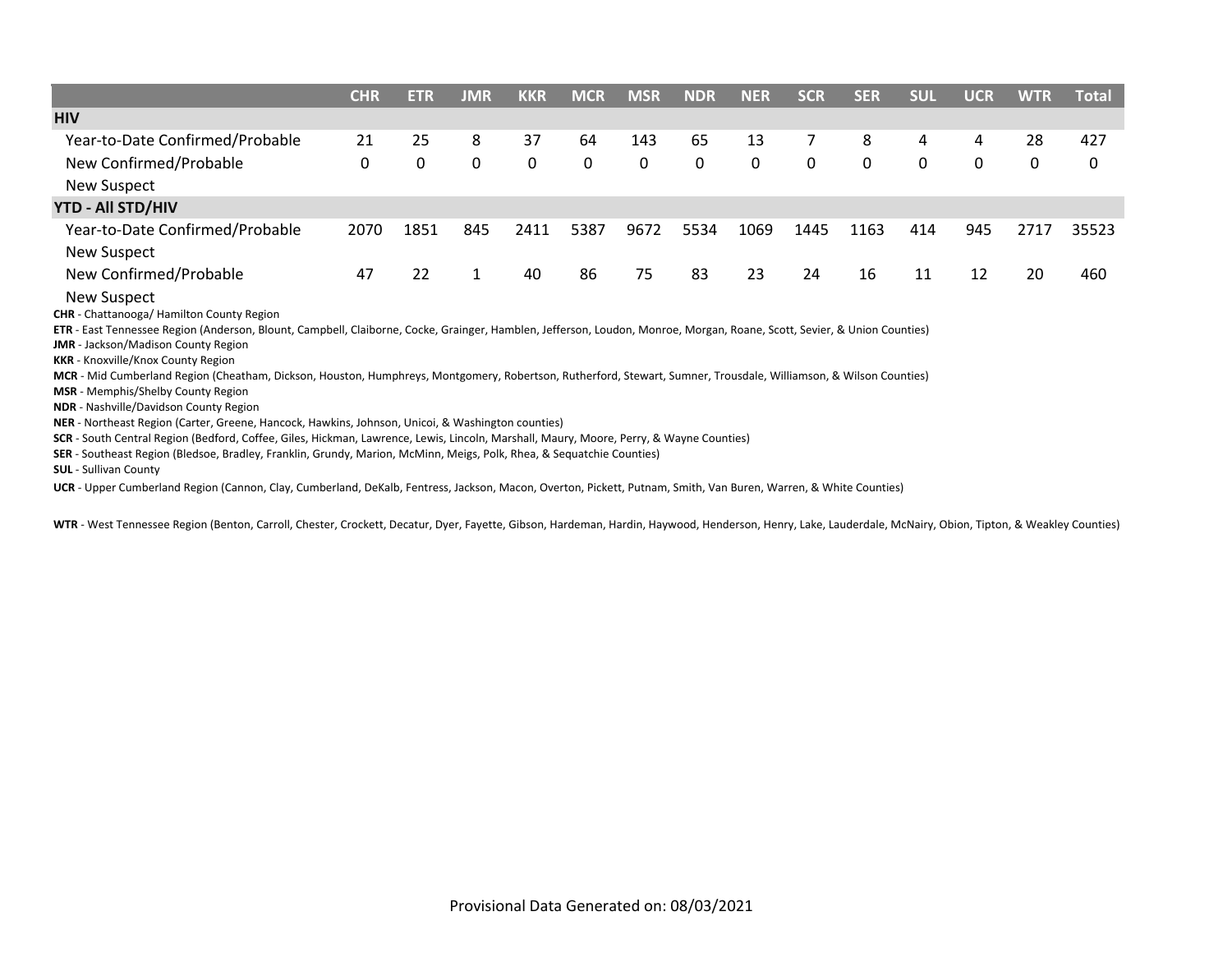| | CHR | ETR | JMR | KKR | MCR | MSR | NDR | NER | SCR | SER | SUL | UCR | WTR | Total |
|---|---|---|---|---|---|---|---|---|---|---|---|---|---|---|
| **HIV** | | | | | | | | | | | | | | |
| Year-to-Date Confirmed/Probable | 21 | 25 | 8 | 37 | 64 | 143 | 65 | 13 | 7 | 8 | 4 | 4 | 28 | 427 |
| New Confirmed/Probable | 0 | 0 | 0 | 0 | 0 | 0 | 0 | 0 | 0 | 0 | 0 | 0 | 0 | 0 |
| New Suspect | | | | | | | | | | | | | | |
| **YTD - All STD/HIV** | | | | | | | | | | | | | | |
| Year-to-Date Confirmed/Probable | 2070 | 1851 | 845 | 2411 | 5387 | 9672 | 5534 | 1069 | 1445 | 1163 | 414 | 945 | 2717 | 35523 |
| New Suspect | | | | | | | | | | | | | | |
| New Confirmed/Probable | 47 | 22 | 1 | 40 | 86 | 75 | 83 | 23 | 24 | 16 | 11 | 12 | 20 | 460 |
| New Suspect | | | | | | | | | | | | | | |

**CHR** - Chattanooga/ Hamilton County Region

**ETR** - East Tennessee Region (Anderson, Blount, Campbell, Claiborne, Cocke, Grainger, Hamblen, Jefferson, Loudon, Monroe, Morgan, Roane, Scott, Sevier, & Union Counties)

**JMR** - Jackson/Madison County Region

**KKR** - Knoxville/Knox County Region

**MCR** - Mid Cumberland Region (Cheatham, Dickson, Houston, Humphreys, Montgomery, Robertson, Rutherford, Stewart, Sumner, Trousdale, Williamson, & Wilson Counties)

**MSR** - Memphis/Shelby County Region

**NDR** - Nashville/Davidson County Region

**NER** - Northeast Region (Carter, Greene, Hancock, Hawkins, Johnson, Unicoi, & Washington counties)

**SCR** - South Central Region (Bedford, Coffee, Giles, Hickman, Lawrence, Lewis, Lincoln, Marshall, Maury, Moore, Perry, & Wayne Counties)

**SER** - Southeast Region (Bledsoe, Bradley, Franklin, Grundy, Marion, McMinn, Meigs, Polk, Rhea, & Sequatchie Counties)

**SUL** - Sullivan County

**UCR** - Upper Cumberland Region (Cannon, Clay, Cumberland, DeKalb, Fentress, Jackson, Macon, Overton, Pickett, Putnam, Smith, Van Buren, Warren, & White Counties)

**WTR** - West Tennessee Region (Benton, Carroll, Chester, Crockett, Decatur, Dyer, Fayette, Gibson, Hardeman, Hardin, Haywood, Henderson, Henry, Lake, Lauderdale, McNairy, Obion, Tipton, & Weakley Counties)

Provisional Data Generated on: 08/03/2021